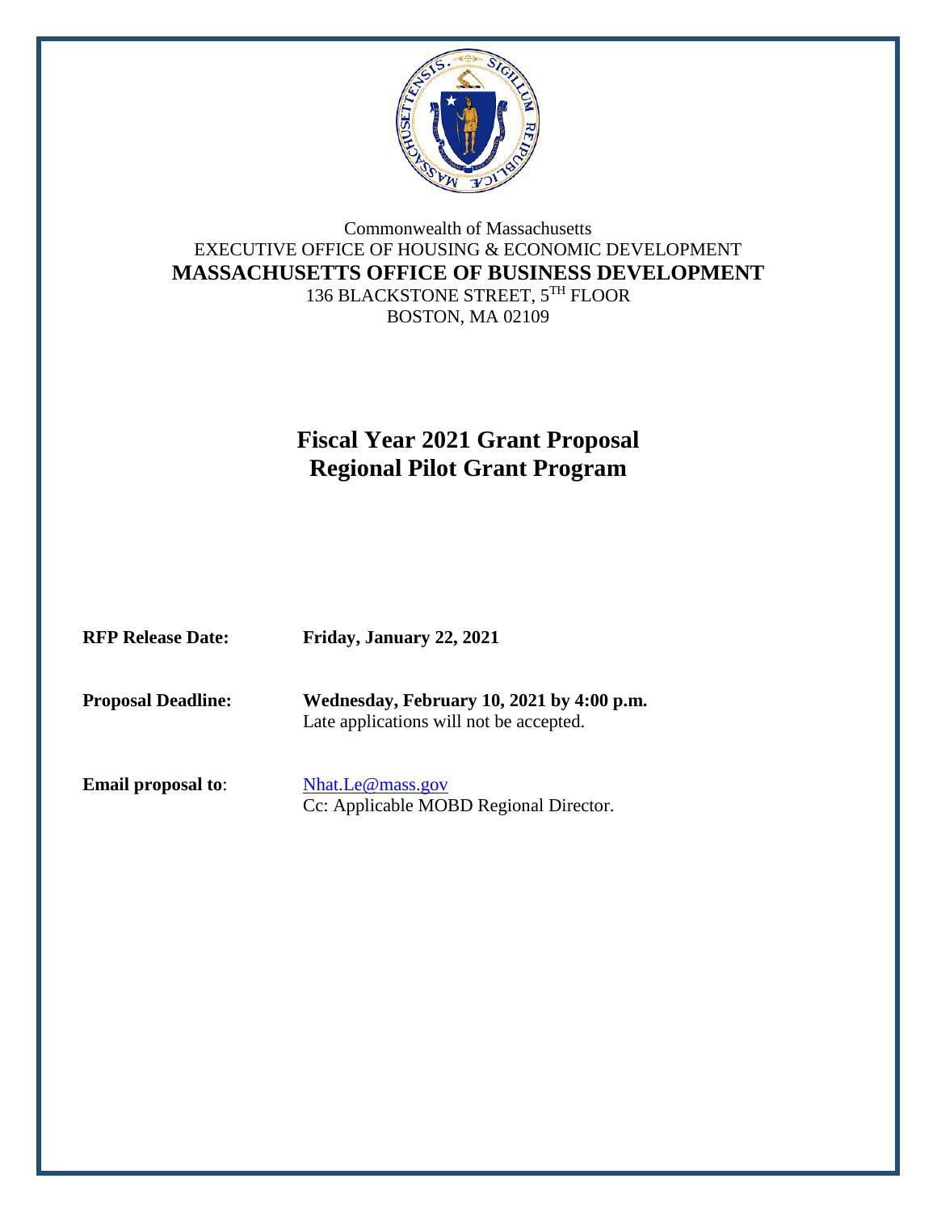Commonwealth of Massachusetts

EXECUTIVE OFFICE OF HOUSING & ECONOMIC DEVELOPMENT

**MASSACHUSETTS OFFICE OF BUSINESS DEVELOPMENT**

136 BLACKSTONE STREET, 5TH FLOOR

BOSTON, MA 02109

# Fiscal Year 2021 Grant Proposal
# Regional Pilot Grant Program

**RFP Release Date:** **Friday, January 22, 2021**

**Proposal Deadline:** **Wednesday, February 10, 2021 by 4:00 p.m.**
Late applications will not be accepted.

**Email proposal to**: Nhat.Le@mass.gov
Cc: Applicable MOBD Regional Director.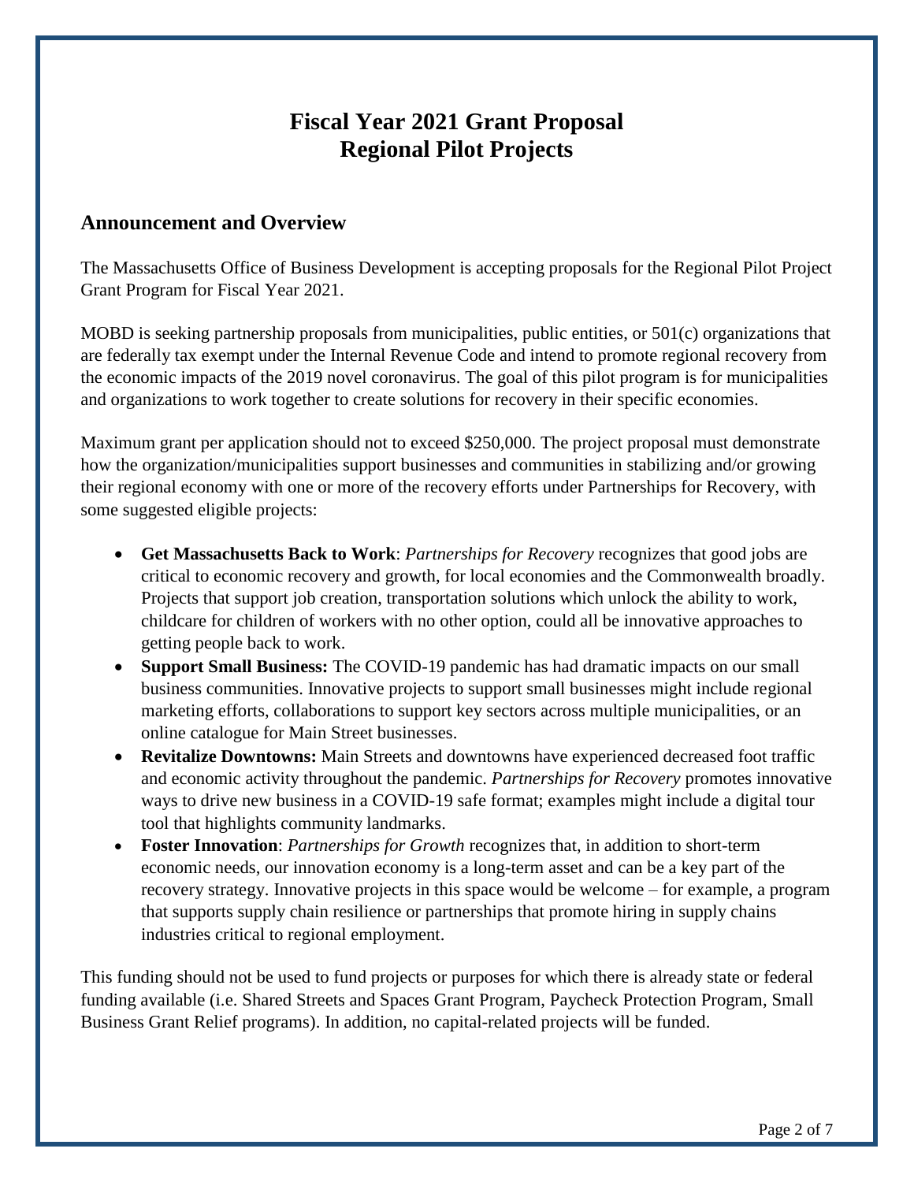# Fiscal Year 2021 Grant Proposal
# Regional Pilot Projects

## Announcement and Overview

The Massachusetts Office of Business Development is accepting proposals for the Regional Pilot Project Grant Program for Fiscal Year 2021.

MOBD is seeking partnership proposals from municipalities, public entities, or 501(c) organizations that are federally tax exempt under the Internal Revenue Code and intend to promote regional recovery from the economic impacts of the 2019 novel coronavirus. The goal of this pilot program is for municipalities and organizations to work together to create solutions for recovery in their specific economies.

Maximum grant per application should not to exceed $250,000. The project proposal must demonstrate how the organization/municipalities support businesses and communities in stabilizing and/or growing their regional economy with one or more of the recovery efforts under Partnerships for Recovery, with some suggested eligible projects:

- **Get Massachusetts Back to Work**: *Partnerships for Recovery* recognizes that good jobs are critical to economic recovery and growth, for local economies and the Commonwealth broadly. Projects that support job creation, transportation solutions which unlock the ability to work, childcare for children of workers with no other option, could all be innovative approaches to getting people back to work.
- **Support Small Business:** The COVID-19 pandemic has had dramatic impacts on our small business communities. Innovative projects to support small businesses might include regional marketing efforts, collaborations to support key sectors across multiple municipalities, or an online catalogue for Main Street businesses.
- **Revitalize Downtowns:** Main Streets and downtowns have experienced decreased foot traffic and economic activity throughout the pandemic. *Partnerships for Recovery* promotes innovative ways to drive new business in a COVID-19 safe format; examples might include a digital tour tool that highlights community landmarks.
- **Foster Innovation**: *Partnerships for Growth* recognizes that, in addition to short-term economic needs, our innovation economy is a long-term asset and can be a key part of the recovery strategy. Innovative projects in this space would be welcome – for example, a program that supports supply chain resilience or partnerships that promote hiring in supply chains industries critical to regional employment.

This funding should not be used to fund projects or purposes for which there is already state or federal funding available (i.e. Shared Streets and Spaces Grant Program, Paycheck Protection Program, Small Business Grant Relief programs). In addition, no capital-related projects will be funded.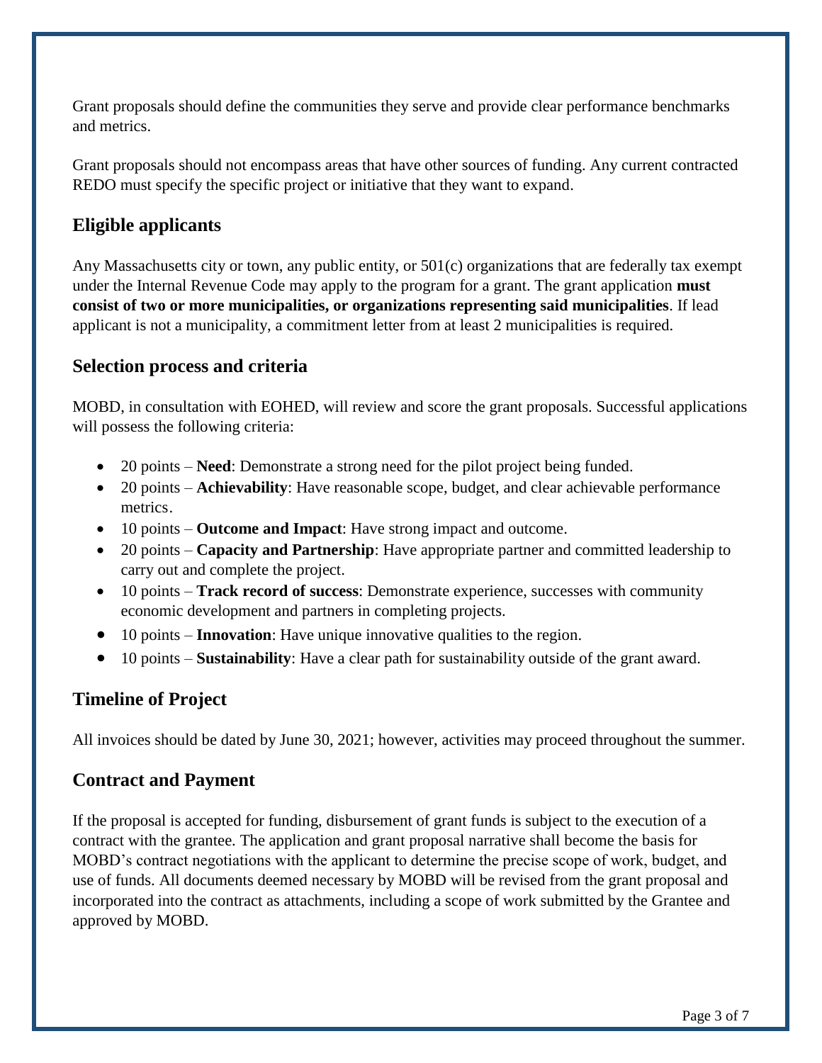Grant proposals should define the communities they serve and provide clear performance benchmarks and metrics.

Grant proposals should not encompass areas that have other sources of funding. Any current contracted REDO must specify the specific project or initiative that they want to expand.

## Eligible applicants

Any Massachusetts city or town, any public entity, or 501(c) organizations that are federally tax exempt under the Internal Revenue Code may apply to the program for a grant. The grant application **must consist of two or more municipalities, or organizations representing said municipalities**. If lead applicant is not a municipality, a commitment letter from at least 2 municipalities is required.

## Selection process and criteria

MOBD, in consultation with EOHED, will review and score the grant proposals. Successful applications will possess the following criteria:

- 20 points – **Need**: Demonstrate a strong need for the pilot project being funded.
- 20 points – **Achievability**: Have reasonable scope, budget, and clear achievable performance metrics.
- 10 points – **Outcome and Impact**: Have strong impact and outcome.
- 20 points – **Capacity and Partnership**: Have appropriate partner and committed leadership to carry out and complete the project.
- 10 points – **Track record of success**: Demonstrate experience, successes with community economic development and partners in completing projects.
- 10 points – **Innovation**: Have unique innovative qualities to the region.
- 10 points – **Sustainability**: Have a clear path for sustainability outside of the grant award.

## Timeline of Project

All invoices should be dated by June 30, 2021; however, activities may proceed throughout the summer.

## Contract and Payment

If the proposal is accepted for funding, disbursement of grant funds is subject to the execution of a contract with the grantee. The application and grant proposal narrative shall become the basis for MOBD's contract negotiations with the applicant to determine the precise scope of work, budget, and use of funds. All documents deemed necessary by MOBD will be revised from the grant proposal and incorporated into the contract as attachments, including a scope of work submitted by the Grantee and approved by MOBD.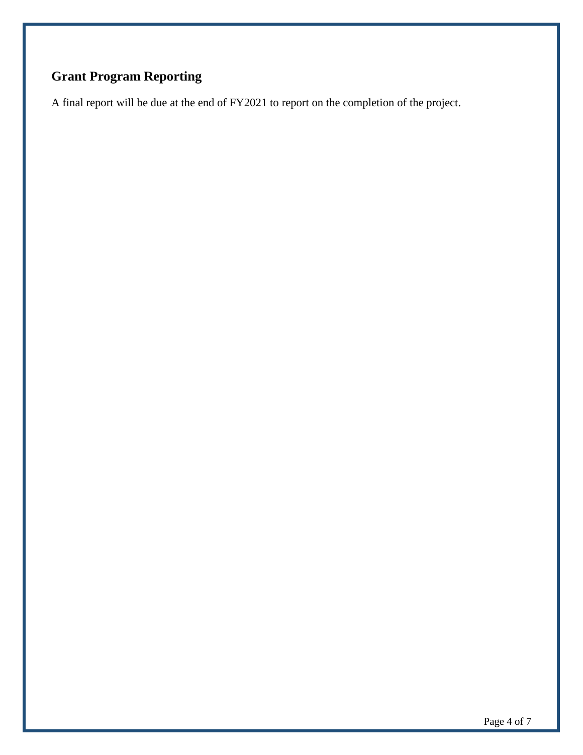## Grant Program Reporting

A final report will be due at the end of FY2021 to report on the completion of the project.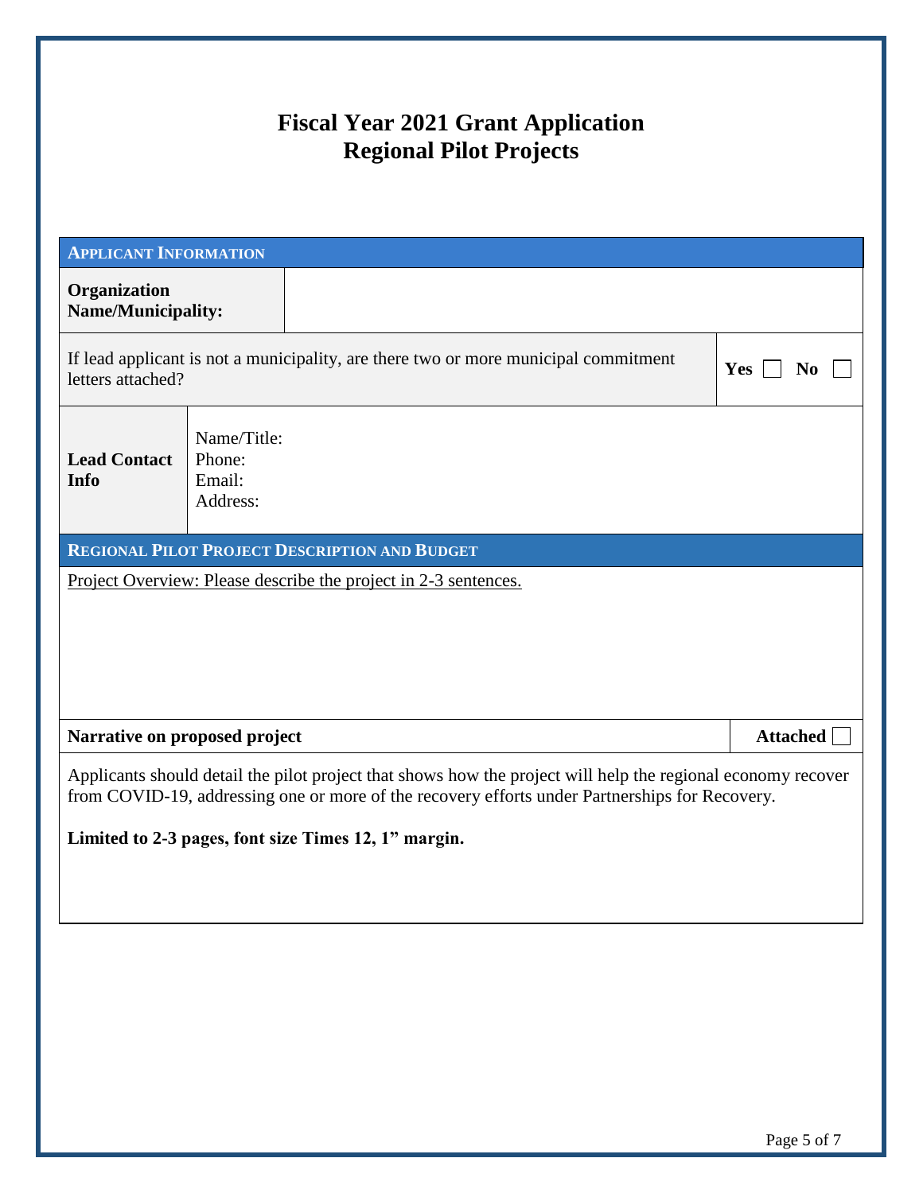# Fiscal Year 2021 Grant Application
# Regional Pilot Projects

| **APPLICANT INFORMATION** | | |
|---|---|---|
| **Organization Name/Municipality:** | | |
| If lead applicant is not a municipality, are there two or more municipal commitment letters attached? | | **Yes** ☐ **No** ☐ |
| **Lead Contact Info** | Name/Title:<br>Phone:<br>Email:<br>Address: | |

| **REGIONAL PILOT PROJECT DESCRIPTION AND BUDGET** | |
|---|---|
| Project Overview: Please describe the project in 2-3 sentences. | |
| **Narrative on proposed project** | **Attached** ☐ |
| Applicants should detail the pilot project that shows how the project will help the regional economy recover from COVID-19, addressing one or more of the recovery efforts under Partnerships for Recovery.<br><br>**Limited to 2-3 pages, font size Times 12, 1" margin.** | |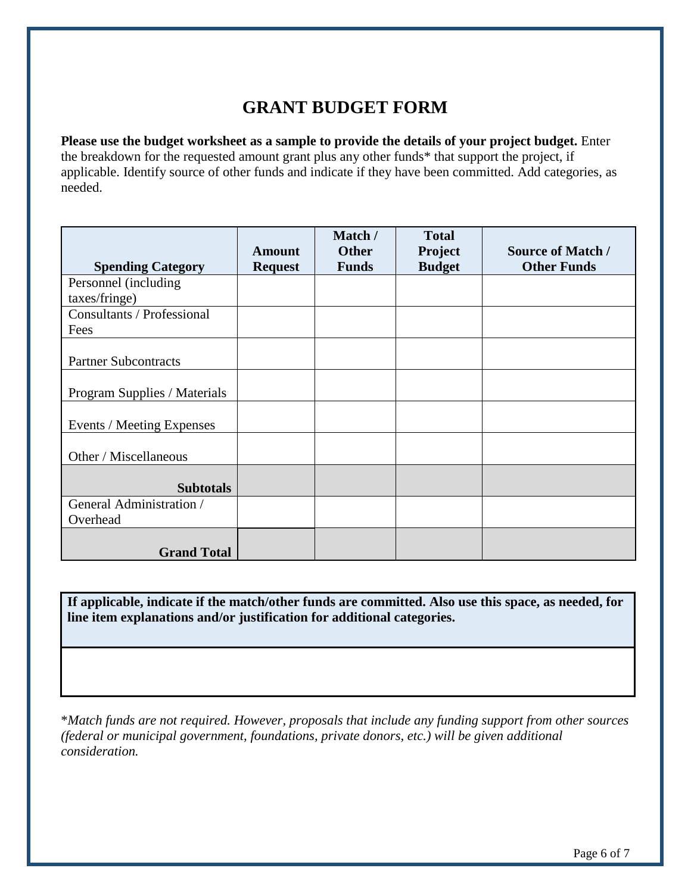# GRANT BUDGET FORM

**Please use the budget worksheet as a sample to provide the details of your project budget.** Enter the breakdown for the requested amount grant plus any other funds* that support the project, if applicable. Identify source of other funds and indicate if they have been committed. Add categories, as needed.

| Spending Category | Amount Request | Match / Other Funds | Total Project Budget | Source of Match / Other Funds |
|---|---|---|---|---|
| Personnel (including taxes/fringe) | | | | |
| Consultants / Professional Fees | | | | |
| Partner Subcontracts | | | | |
| Program Supplies / Materials | | | | |
| Events / Meeting Expenses | | | | |
| Other / Miscellaneous | | | | |
| **Subtotals** | | | | |
| General Administration / Overhead | | | | |
| **Grand Total** | | | | |

| If applicable, indicate if the match/other funds are committed. Also use this space, as needed, for line item explanations and/or justification for additional categories. |
|---|
| |

**Match funds are not required. However, proposals that include any funding support from other sources (federal or municipal government, foundations, private donors, etc.) will be given additional consideration.*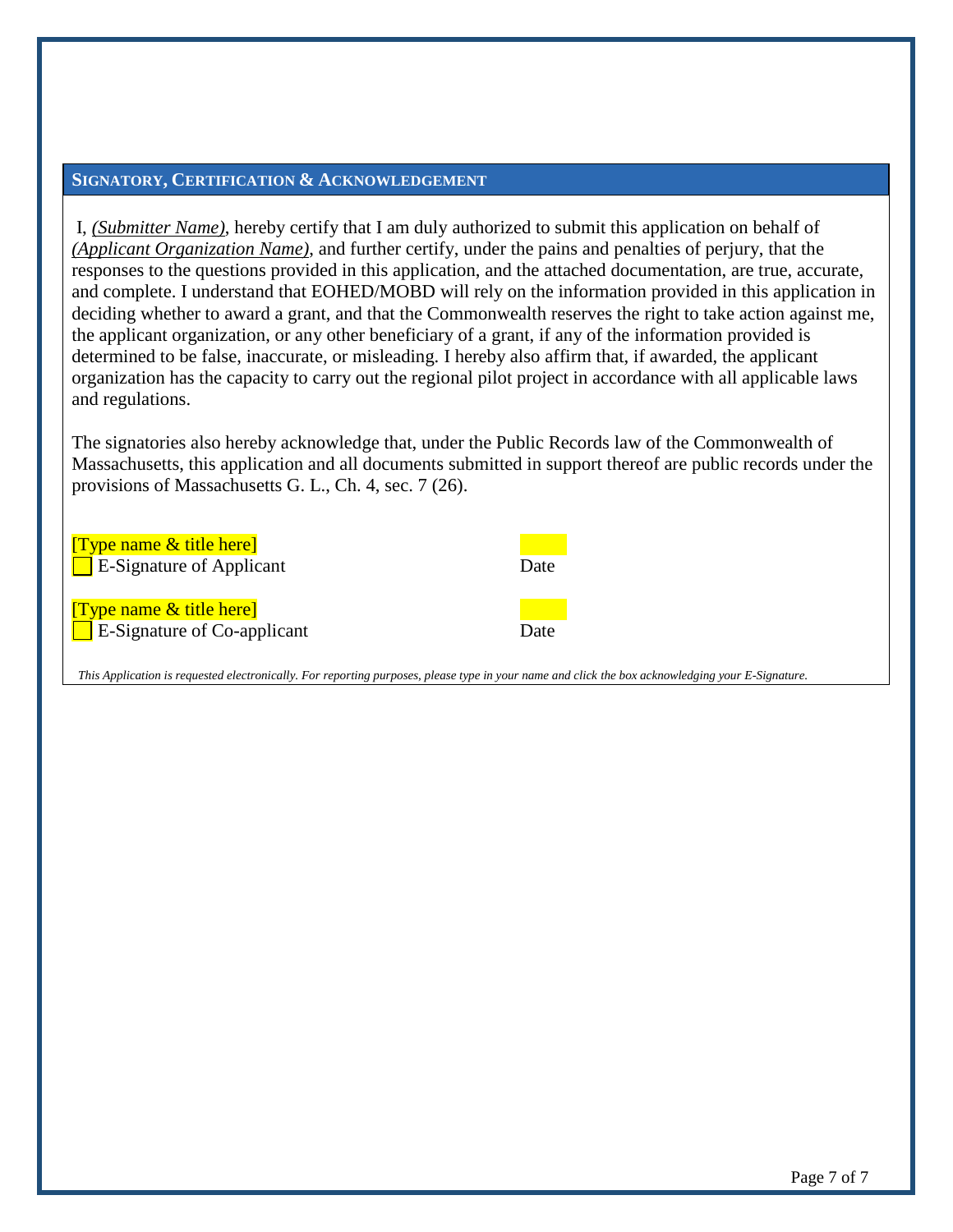## **SIGNATORY, CERTIFICATION & ACKNOWLEDGEMENT**

I, *(Submitter Name)*, hereby certify that I am duly authorized to submit this application on behalf of *(Applicant Organization Name)*, and further certify, under the pains and penalties of perjury, that the responses to the questions provided in this application, and the attached documentation, are true, accurate, and complete. I understand that EOHED/MOBD will rely on the information provided in this application in deciding whether to award a grant, and that the Commonwealth reserves the right to take action against me, the applicant organization, or any other beneficiary of a grant, if any of the information provided is determined to be false, inaccurate, or misleading. I hereby also affirm that, if awarded, the applicant organization has the capacity to carry out the regional pilot project in accordance with all applicable laws and regulations.

The signatories also hereby acknowledge that, under the Public Records law of the Commonwealth of Massachusetts, this application and all documents submitted in support thereof are public records under the provisions of Massachusetts G. L., Ch. 4, sec. 7 (26).

[Type name & title here]
☐ E-Signature of Applicant — Date

[Type name & title here]
☐ E-Signature of Co-applicant — Date

*This Application is requested electronically. For reporting purposes, please type in your name and click the box acknowledging your E-Signature.*